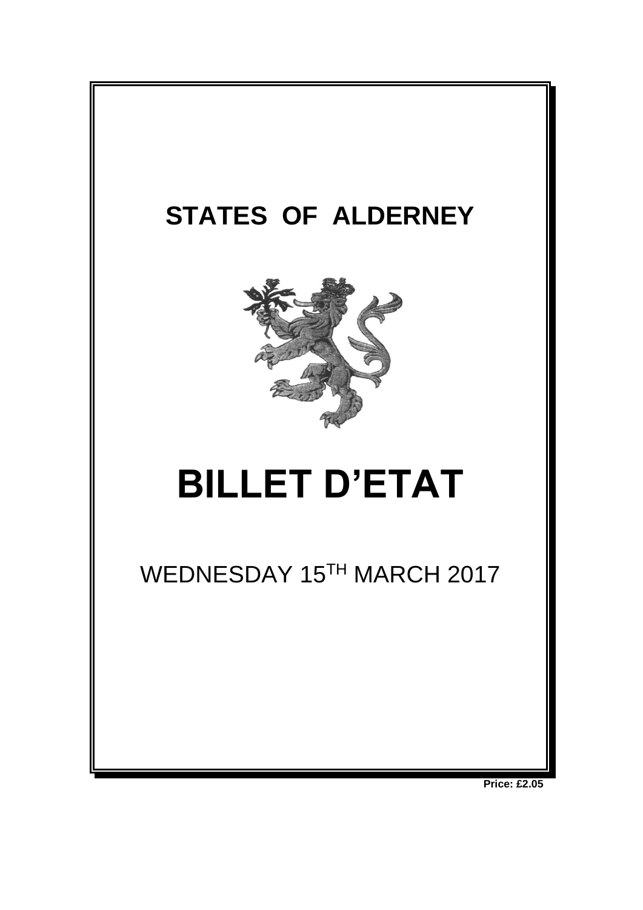# STATES OF ALDERNEY

# BILLET D'ETAT

WEDNESDAY 15TH MARCH 2017

**Price: £2.05**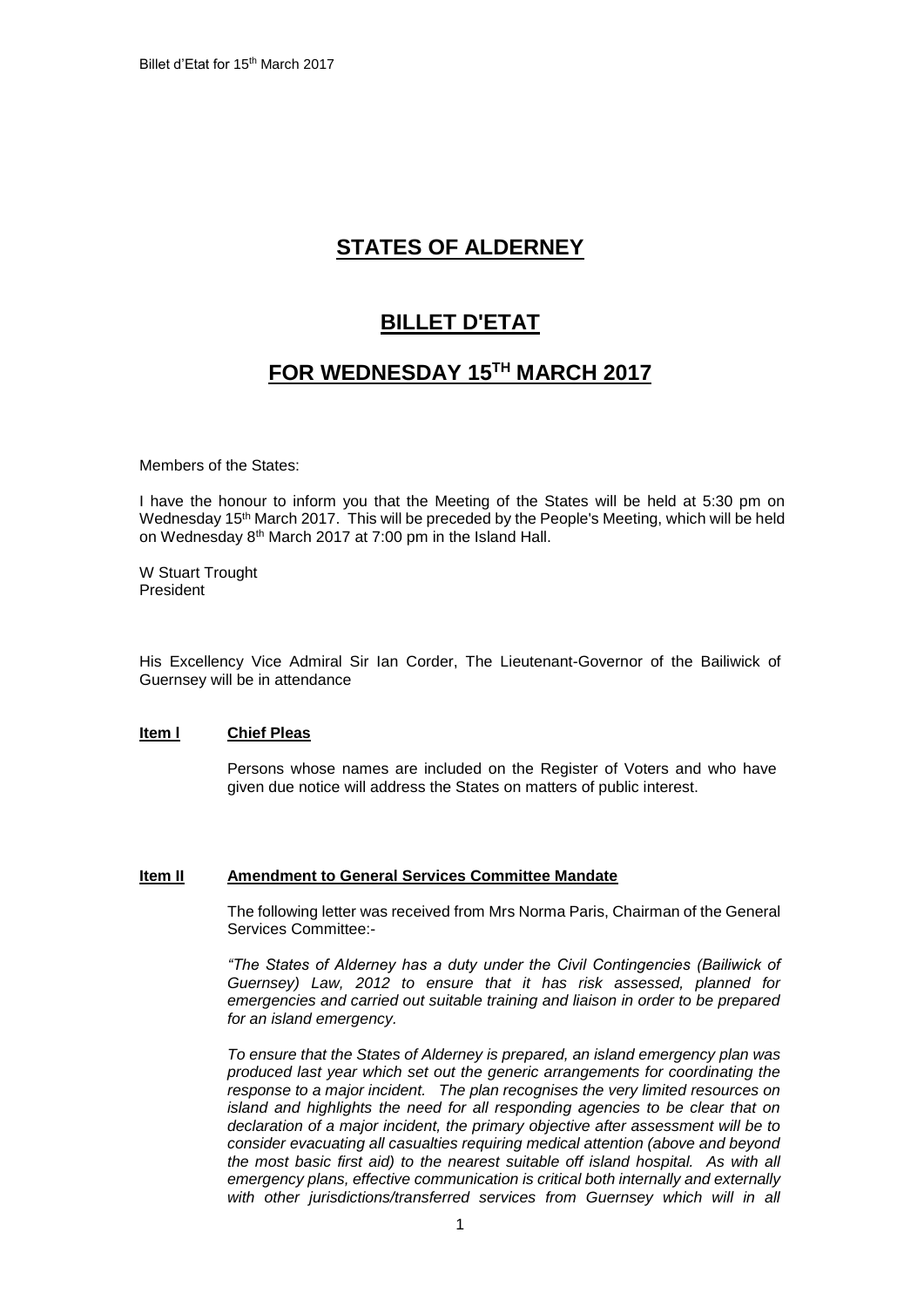# STATES OF ALDERNEY

# BILLET D'ETAT

# FOR WEDNESDAY 15TH MARCH 2017

Members of the States:

I have the honour to inform you that the Meeting of the States will be held at 5:30 pm on Wednesday 15th March 2017. This will be preceded by the People's Meeting, which will be held on Wednesday 8th March 2017 at 7:00 pm in the Island Hall.

W Stuart Trought
President

His Excellency Vice Admiral Sir Ian Corder, The Lieutenant-Governor of the Bailiwick of Guernsey will be in attendance

**Item l** **Chief Pleas**

Persons whose names are included on the Register of Voters and who have given due notice will address the States on matters of public interest.

**Item II** **Amendment to General Services Committee Mandate**

The following letter was received from Mrs Norma Paris, Chairman of the General Services Committee:-

*"The States of Alderney has a duty under the Civil Contingencies (Bailiwick of Guernsey) Law, 2012 to ensure that it has risk assessed, planned for emergencies and carried out suitable training and liaison in order to be prepared for an island emergency.*

*To ensure that the States of Alderney is prepared, an island emergency plan was produced last year which set out the generic arrangements for coordinating the response to a major incident. The plan recognises the very limited resources on island and highlights the need for all responding agencies to be clear that on declaration of a major incident, the primary objective after assessment will be to consider evacuating all casualties requiring medical attention (above and beyond the most basic first aid) to the nearest suitable off island hospital. As with all emergency plans, effective communication is critical both internally and externally with other jurisdictions/transferred services from Guernsey which will in all*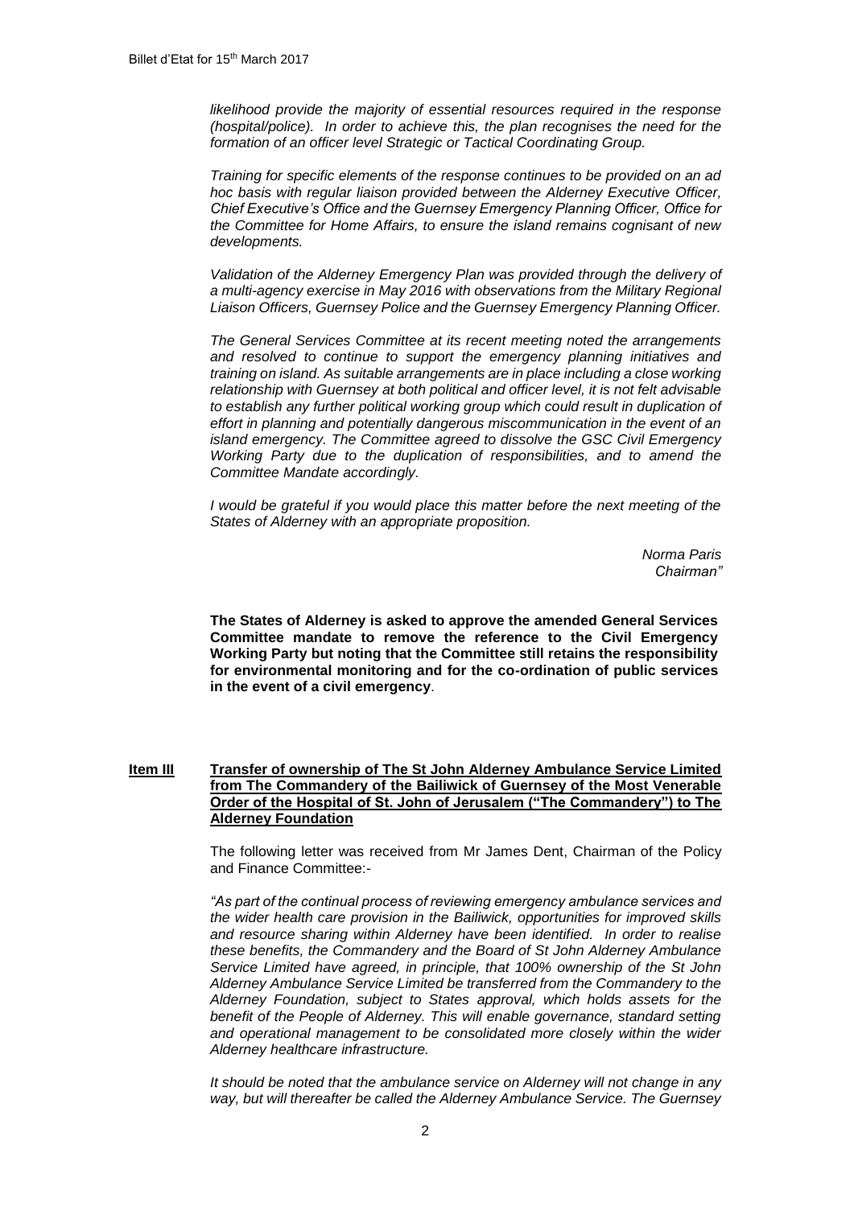*likelihood provide the majority of essential resources required in the response (hospital/police). In order to achieve this, the plan recognises the need for the formation of an officer level Strategic or Tactical Coordinating Group.*

*Training for specific elements of the response continues to be provided on an ad hoc basis with regular liaison provided between the Alderney Executive Officer, Chief Executive's Office and the Guernsey Emergency Planning Officer, Office for the Committee for Home Affairs, to ensure the island remains cognisant of new developments.*

*Validation of the Alderney Emergency Plan was provided through the delivery of a multi-agency exercise in May 2016 with observations from the Military Regional Liaison Officers, Guernsey Police and the Guernsey Emergency Planning Officer.*

*The General Services Committee at its recent meeting noted the arrangements and resolved to continue to support the emergency planning initiatives and training on island. As suitable arrangements are in place including a close working relationship with Guernsey at both political and officer level, it is not felt advisable to establish any further political working group which could result in duplication of effort in planning and potentially dangerous miscommunication in the event of an island emergency. The Committee agreed to dissolve the GSC Civil Emergency Working Party due to the duplication of responsibilities, and to amend the Committee Mandate accordingly.*

*I would be grateful if you would place this matter before the next meeting of the States of Alderney with an appropriate proposition.*

*Norma Paris*
*Chairman"*

**The States of Alderney is asked to approve the amended General Services Committee mandate to remove the reference to the Civil Emergency Working Party but noting that the Committee still retains the responsibility for environmental monitoring and for the co-ordination of public services in the event of a civil emergency**.

## Item III Transfer of ownership of The St John Alderney Ambulance Service Limited from The Commandery of the Bailiwick of Guernsey of the Most Venerable Order of the Hospital of St. John of Jerusalem ("The Commandery") to The Alderney Foundation

The following letter was received from Mr James Dent, Chairman of the Policy and Finance Committee:-

*"As part of the continual process of reviewing emergency ambulance services and the wider health care provision in the Bailiwick, opportunities for improved skills and resource sharing within Alderney have been identified. In order to realise these benefits, the Commandery and the Board of St John Alderney Ambulance Service Limited have agreed, in principle, that 100% ownership of the St John Alderney Ambulance Service Limited be transferred from the Commandery to the Alderney Foundation, subject to States approval, which holds assets for the benefit of the People of Alderney. This will enable governance, standard setting and operational management to be consolidated more closely within the wider Alderney healthcare infrastructure.*

*It should be noted that the ambulance service on Alderney will not change in any way, but will thereafter be called the Alderney Ambulance Service. The Guernsey*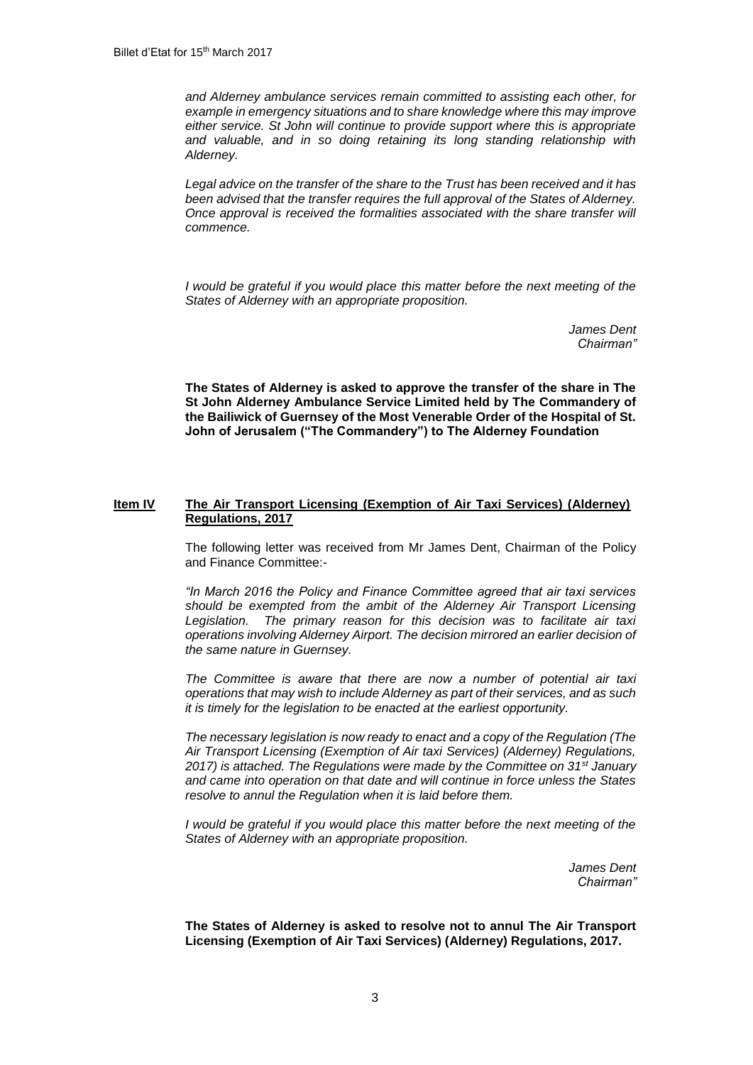*and Alderney ambulance services remain committed to assisting each other, for example in emergency situations and to share knowledge where this may improve either service. St John will continue to provide support where this is appropriate and valuable, and in so doing retaining its long standing relationship with Alderney.*

*Legal advice on the transfer of the share to the Trust has been received and it has been advised that the transfer requires the full approval of the States of Alderney. Once approval is received the formalities associated with the share transfer will commence.*

*I would be grateful if you would place this matter before the next meeting of the States of Alderney with an appropriate proposition.*

*James Dent*
*Chairman"*

**The States of Alderney is asked to approve the transfer of the share in The St John Alderney Ambulance Service Limited held by The Commandery of the Bailiwick of Guernsey of the Most Venerable Order of the Hospital of St. John of Jerusalem ("The Commandery") to The Alderney Foundation**

## Item IV The Air Transport Licensing (Exemption of Air Taxi Services) (Alderney) Regulations, 2017

The following letter was received from Mr James Dent, Chairman of the Policy and Finance Committee:-

*"In March 2016 the Policy and Finance Committee agreed that air taxi services should be exempted from the ambit of the Alderney Air Transport Licensing Legislation. The primary reason for this decision was to facilitate air taxi operations involving Alderney Airport. The decision mirrored an earlier decision of the same nature in Guernsey.*

*The Committee is aware that there are now a number of potential air taxi operations that may wish to include Alderney as part of their services, and as such it is timely for the legislation to be enacted at the earliest opportunity.*

*The necessary legislation is now ready to enact and a copy of the Regulation (The Air Transport Licensing (Exemption of Air taxi Services) (Alderney) Regulations, 2017) is attached. The Regulations were made by the Committee on 31st January and came into operation on that date and will continue in force unless the States resolve to annul the Regulation when it is laid before them.*

*I would be grateful if you would place this matter before the next meeting of the States of Alderney with an appropriate proposition.*

*James Dent*
*Chairman"*

**The States of Alderney is asked to resolve not to annul The Air Transport Licensing (Exemption of Air Taxi Services) (Alderney) Regulations, 2017.**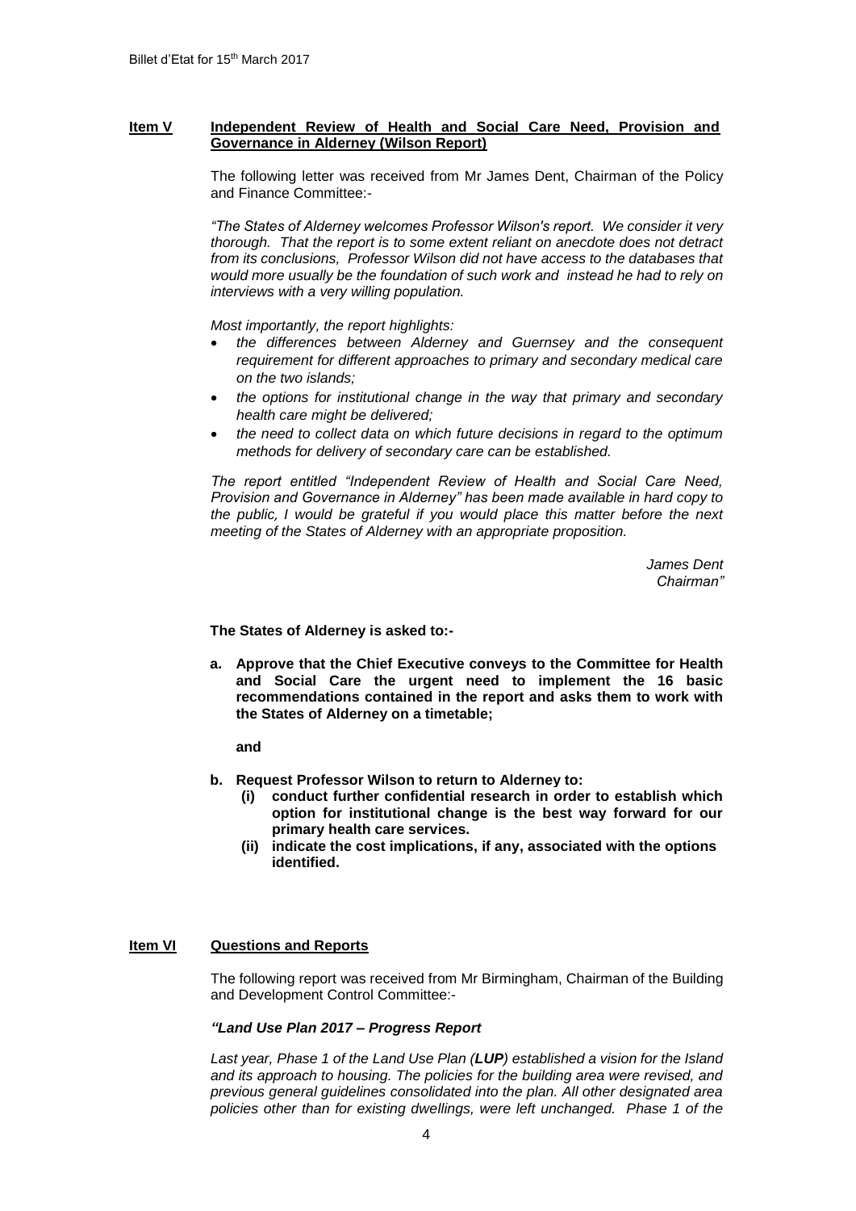**Item V** **Independent Review of Health and Social Care Need, Provision and Governance in Alderney (Wilson Report)**

The following letter was received from Mr James Dent, Chairman of the Policy and Finance Committee:-

*"The States of Alderney welcomes Professor Wilson's report. We consider it very thorough. That the report is to some extent reliant on anecdote does not detract from its conclusions, Professor Wilson did not have access to the databases that would more usually be the foundation of such work and instead he had to rely on interviews with a very willing population.*

*Most importantly, the report highlights:*

- *the differences between Alderney and Guernsey and the consequent requirement for different approaches to primary and secondary medical care on the two islands;*
- *the options for institutional change in the way that primary and secondary health care might be delivered;*
- *the need to collect data on which future decisions in regard to the optimum methods for delivery of secondary care can be established.*

*The report entitled "Independent Review of Health and Social Care Need, Provision and Governance in Alderney" has been made available in hard copy to the public, I would be grateful if you would place this matter before the next meeting of the States of Alderney with an appropriate proposition.*

*James Dent*
*Chairman"*

**The States of Alderney is asked to:-**

**a. Approve that the Chief Executive conveys to the Committee for Health and Social Care the urgent need to implement the 16 basic recommendations contained in the report and asks them to work with the States of Alderney on a timetable;**

**and**

**b. Request Professor Wilson to return to Alderney to:**
   **(i) conduct further confidential research in order to establish which option for institutional change is the best way forward for our primary health care services.**
   **(ii) indicate the cost implications, if any, associated with the options identified.**

**Item VI** **Questions and Reports**

The following report was received from Mr Birmingham, Chairman of the Building and Development Control Committee:-

***"Land Use Plan 2017 – Progress Report***

*Last year, Phase 1 of the Land Use Plan (**LUP**) established a vision for the Island and its approach to housing. The policies for the building area were revised, and previous general guidelines consolidated into the plan. All other designated area policies other than for existing dwellings, were left unchanged. Phase 1 of the*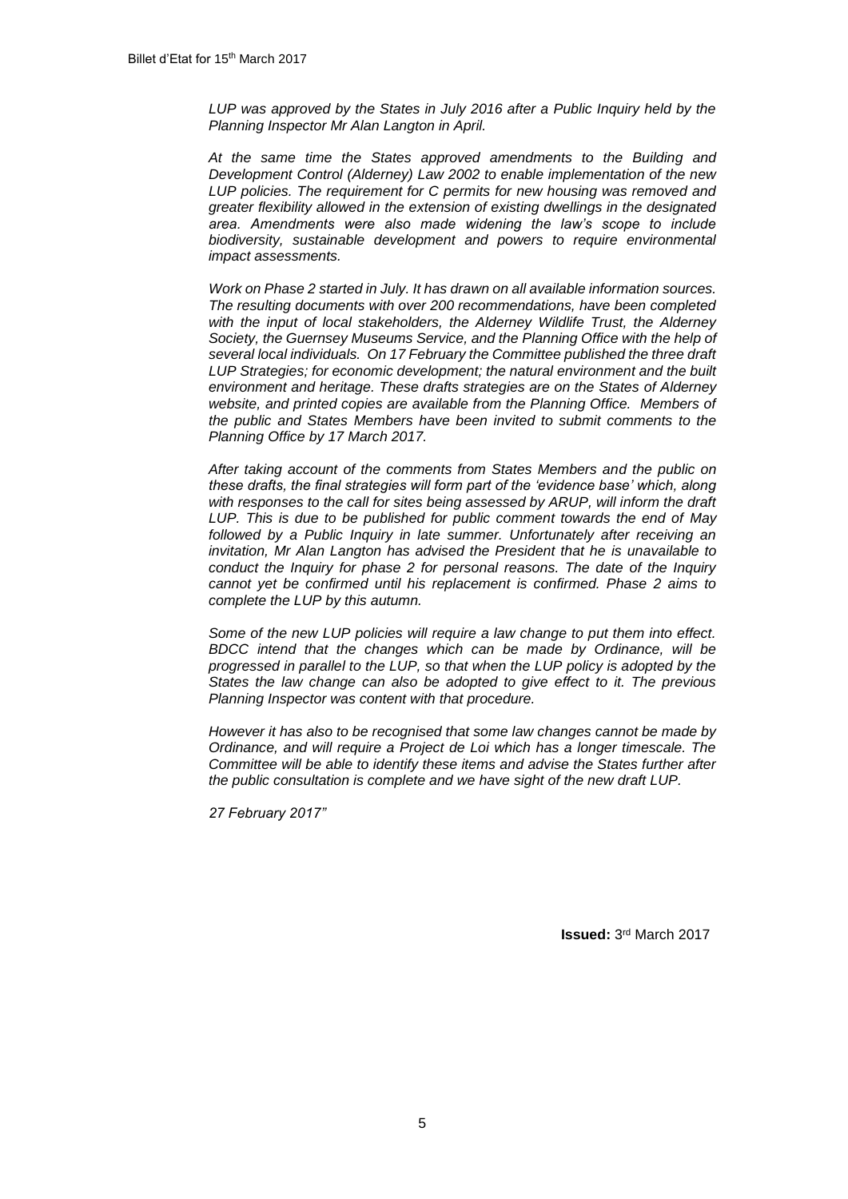*LUP was approved by the States in July 2016 after a Public Inquiry held by the Planning Inspector Mr Alan Langton in April.*

*At the same time the States approved amendments to the Building and Development Control (Alderney) Law 2002 to enable implementation of the new LUP policies. The requirement for C permits for new housing was removed and greater flexibility allowed in the extension of existing dwellings in the designated area. Amendments were also made widening the law's scope to include biodiversity, sustainable development and powers to require environmental impact assessments.*

*Work on Phase 2 started in July. It has drawn on all available information sources. The resulting documents with over 200 recommendations, have been completed with the input of local stakeholders, the Alderney Wildlife Trust, the Alderney Society, the Guernsey Museums Service, and the Planning Office with the help of several local individuals. On 17 February the Committee published the three draft LUP Strategies; for economic development; the natural environment and the built environment and heritage. These drafts strategies are on the States of Alderney website, and printed copies are available from the Planning Office. Members of the public and States Members have been invited to submit comments to the Planning Office by 17 March 2017.*

*After taking account of the comments from States Members and the public on these drafts, the final strategies will form part of the 'evidence base' which, along with responses to the call for sites being assessed by ARUP, will inform the draft LUP. This is due to be published for public comment towards the end of May followed by a Public Inquiry in late summer. Unfortunately after receiving an invitation, Mr Alan Langton has advised the President that he is unavailable to conduct the Inquiry for phase 2 for personal reasons. The date of the Inquiry cannot yet be confirmed until his replacement is confirmed. Phase 2 aims to complete the LUP by this autumn.*

*Some of the new LUP policies will require a law change to put them into effect. BDCC intend that the changes which can be made by Ordinance, will be progressed in parallel to the LUP, so that when the LUP policy is adopted by the States the law change can also be adopted to give effect to it. The previous Planning Inspector was content with that procedure.*

*However it has also to be recognised that some law changes cannot be made by Ordinance, and will require a Project de Loi which has a longer timescale. The Committee will be able to identify these items and advise the States further after the public consultation is complete and we have sight of the new draft LUP.*

*27 February 2017"*

**Issued:** 3rd March 2017